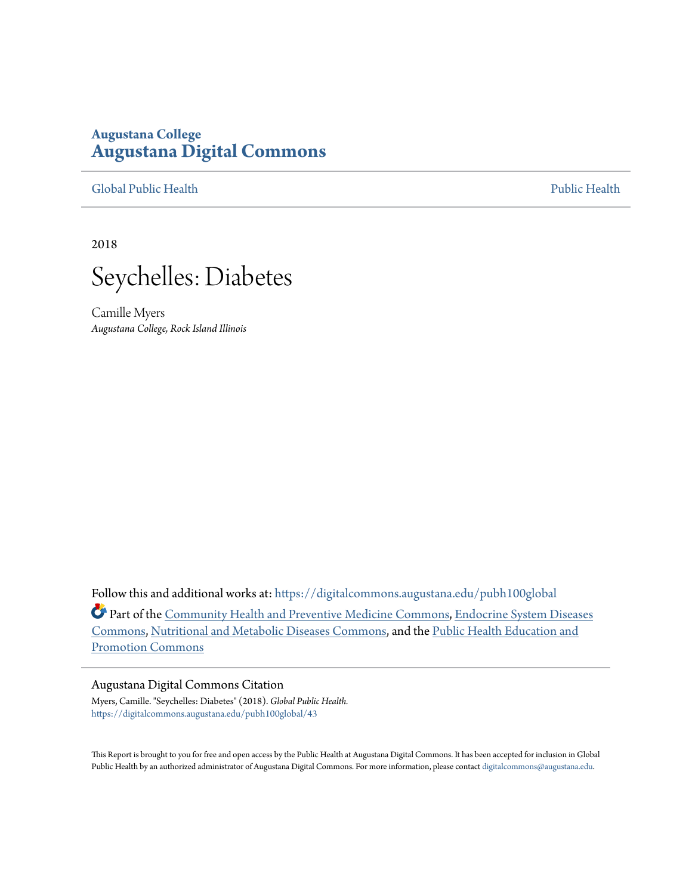Augustana College
**Augustana Digital Commons**

Global Public Health                                                                 Public Health

2018

# Seychelles: Diabetes

Camille Myers
*Augustana College, Rock Island Illinois*

Follow this and additional works at: https://digitalcommons.augustana.edu/pubh100global

Part of the Community Health and Preventive Medicine Commons, Endocrine System Diseases Commons, Nutritional and Metabolic Diseases Commons, and the Public Health Education and Promotion Commons

Augustana Digital Commons Citation

Myers, Camille. "Seychelles: Diabetes" (2018). *Global Public Health.*
https://digitalcommons.augustana.edu/pubh100global/43

This Report is brought to you for free and open access by the Public Health at Augustana Digital Commons. It has been accepted for inclusion in Global Public Health by an authorized administrator of Augustana Digital Commons. For more information, please contact digitalcommons@augustana.edu.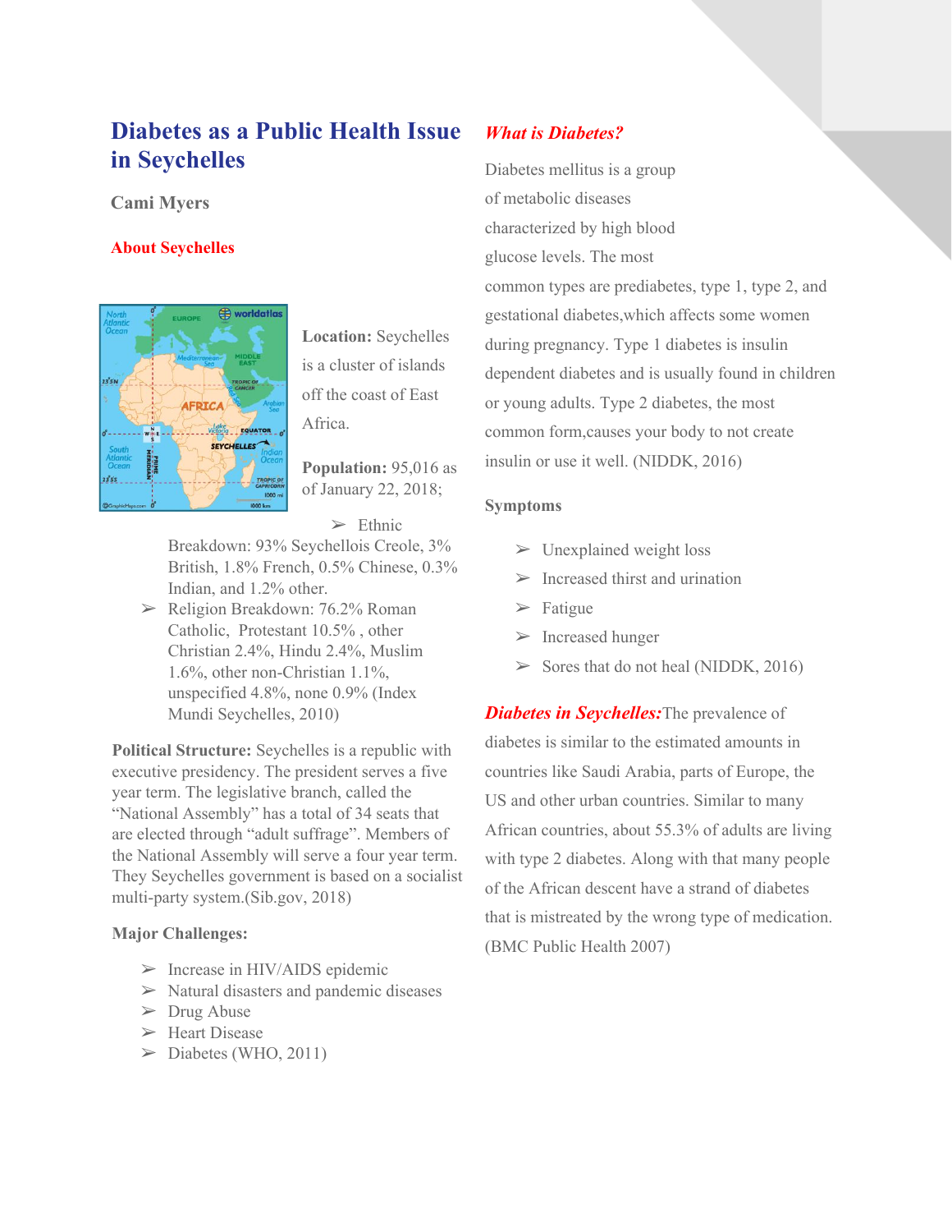# Diabetes as a Public Health Issue in Seychelles

**Cami Myers**

## About Seychelles

**Location:** Seychelles is a cluster of islands off the coast of East Africa.

**Population:** 95,016 as of January 22, 2018;

- Ethnic Breakdown: 93% Seychellois Creole, 3% British, 1.8% French, 0.5% Chinese, 0.3% Indian, and 1.2% other.
- Religion Breakdown: 76.2% Roman Catholic, Protestant 10.5% , other Christian 2.4%, Hindu 2.4%, Muslim 1.6%, other non-Christian 1.1%, unspecified 4.8%, none 0.9% (Index Mundi Seychelles, 2010)

**Political Structure:** Seychelles is a republic with executive presidency. The president serves a five year term. The legislative branch, called the "National Assembly" has a total of 34 seats that are elected through "adult suffrage". Members of the National Assembly will serve a four year term. They Seychelles government is based on a socialist multi-party system.(Sib.gov, 2018)

**Major Challenges:**

- Increase in HIV/AIDS epidemic
- Natural disasters and pandemic diseases
- Drug Abuse
- Heart Disease
- Diabetes (WHO, 2011)

## *What is Diabetes?*

Diabetes mellitus is a group of metabolic diseases characterized by high blood glucose levels. The most common types are prediabetes, type 1, type 2, and gestational diabetes,which affects some women during pregnancy. Type 1 diabetes is insulin dependent diabetes and is usually found in children or young adults. Type 2 diabetes, the most common form,causes your body to not create insulin or use it well. (NIDDK, 2016)

**Symptoms**

- Unexplained weight loss
- Increased thirst and urination
- Fatigue
- Increased hunger
- Sores that do not heal (NIDDK, 2016)

***Diabetes in Seychelles:*** The prevalence of diabetes is similar to the estimated amounts in countries like Saudi Arabia, parts of Europe, the US and other urban countries. Similar to many African countries, about 55.3% of adults are living with type 2 diabetes. Along with that many people of the African descent have a strand of diabetes that is mistreated by the wrong type of medication. (BMC Public Health 2007)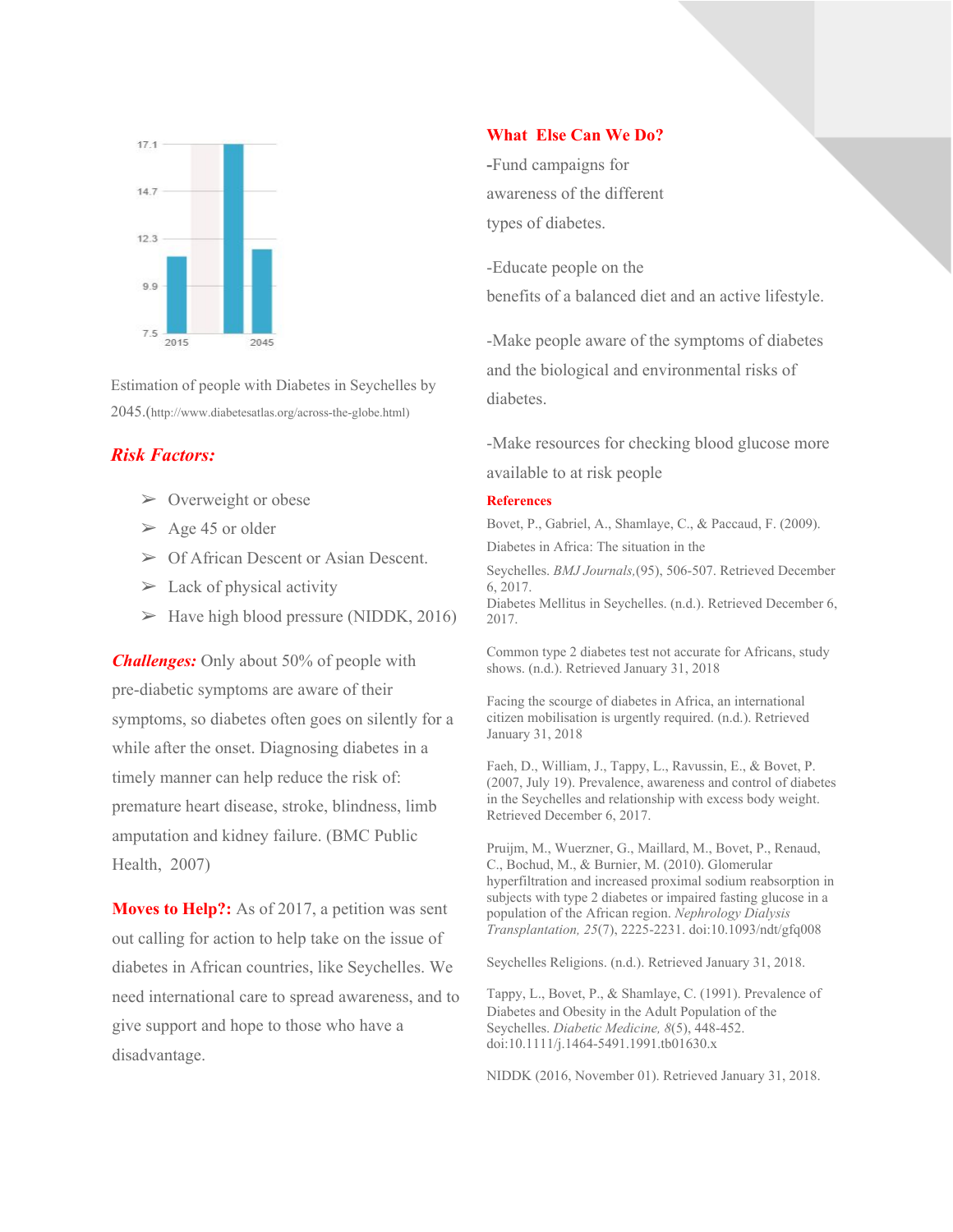17.1
14.7
12.3
9.9
7.5
2015
2045

Estimation of people with Diabetes in Seychelles by 2045.(http://www.diabetesatlas.org/across-the-globe.html)

## *Risk Factors:*

- Overweight or obese
- Age 45 or older
- Of African Descent or Asian Descent.
- Lack of physical activity
- Have high blood pressure (NIDDK, 2016)

***Challenges:*** Only about 50% of people with pre-diabetic symptoms are aware of their symptoms, so diabetes often goes on silently for a while after the onset. Diagnosing diabetes in a timely manner can help reduce the risk of: premature heart disease, stroke, blindness, limb amputation and kidney failure. (BMC Public Health, 2007)

**Moves to Help?:** As of 2017, a petition was sent out calling for action to help take on the issue of diabetes in African countries, like Seychelles. We need international care to spread awareness, and to give support and hope to those who have a disadvantage.

## What Else Can We Do?

-Fund campaigns for awareness of the different types of diabetes.

-Educate people on the benefits of a balanced diet and an active lifestyle.

-Make people aware of the symptoms of diabetes and the biological and environmental risks of diabetes.

-Make resources for checking blood glucose more available to at risk people

### References

Bovet, P., Gabriel, A., Shamlaye, C., & Paccaud, F. (2009). Diabetes in Africa: The situation in the Seychelles. *BMJ Journals,*(95), 506-507. Retrieved December 6, 2017.

Diabetes Mellitus in Seychelles. (n.d.). Retrieved December 6, 2017.

Common type 2 diabetes test not accurate for Africans, study shows. (n.d.). Retrieved January 31, 2018

Facing the scourge of diabetes in Africa, an international citizen mobilisation is urgently required. (n.d.). Retrieved January 31, 2018

Faeh, D., William, J., Tappy, L., Ravussin, E., & Bovet, P. (2007, July 19). Prevalence, awareness and control of diabetes in the Seychelles and relationship with excess body weight. Retrieved December 6, 2017.

Pruijm, M., Wuerzner, G., Maillard, M., Bovet, P., Renaud, C., Bochud, M., & Burnier, M. (2010). Glomerular hyperfiltration and increased proximal sodium reabsorption in subjects with type 2 diabetes or impaired fasting glucose in a population of the African region. *Nephrology Dialysis Transplantation, 25*(7), 2225-2231. doi:10.1093/ndt/gfq008

Seychelles Religions. (n.d.). Retrieved January 31, 2018.

Tappy, L., Bovet, P., & Shamlaye, C. (1991). Prevalence of Diabetes and Obesity in the Adult Population of the Seychelles. *Diabetic Medicine, 8*(5), 448-452. doi:10.1111/j.1464-5491.1991.tb01630.x

NIDDK (2016, November 01). Retrieved January 31, 2018.